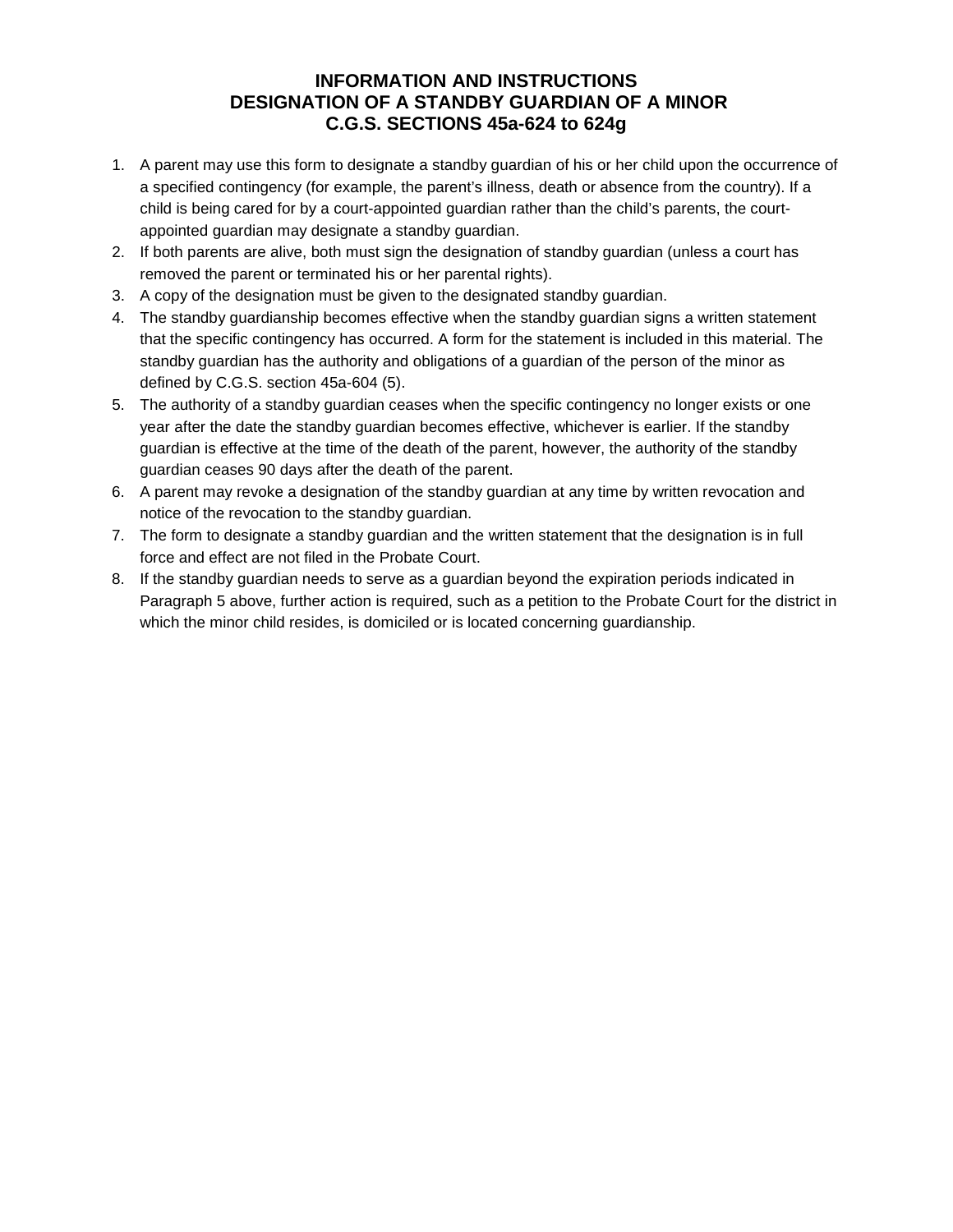# INFORMATION AND INSTRUCTIONS
# DESIGNATION OF A STANDBY GUARDIAN OF A MINOR
# C.G.S. SECTIONS 45a-624 to 624g

1. A parent may use this form to designate a standby guardian of his or her child upon the occurrence of a specified contingency (for example, the parent's illness, death or absence from the country). If a child is being cared for by a court-appointed guardian rather than the child's parents, the court-appointed guardian may designate a standby guardian.
2. If both parents are alive, both must sign the designation of standby guardian (unless a court has removed the parent or terminated his or her parental rights).
3. A copy of the designation must be given to the designated standby guardian.
4. The standby guardianship becomes effective when the standby guardian signs a written statement that the specific contingency has occurred. A form for the statement is included in this material. The standby guardian has the authority and obligations of a guardian of the person of the minor as defined by C.G.S. section 45a-604 (5).
5. The authority of a standby guardian ceases when the specific contingency no longer exists or one year after the date the standby guardian becomes effective, whichever is earlier. If the standby guardian is effective at the time of the death of the parent, however, the authority of the standby guardian ceases 90 days after the death of the parent.
6. A parent may revoke a designation of the standby guardian at any time by written revocation and notice of the revocation to the standby guardian.
7. The form to designate a standby guardian and the written statement that the designation is in full force and effect are not filed in the Probate Court.
8. If the standby guardian needs to serve as a guardian beyond the expiration periods indicated in Paragraph 5 above, further action is required, such as a petition to the Probate Court for the district in which the minor child resides, is domiciled or is located concerning guardianship.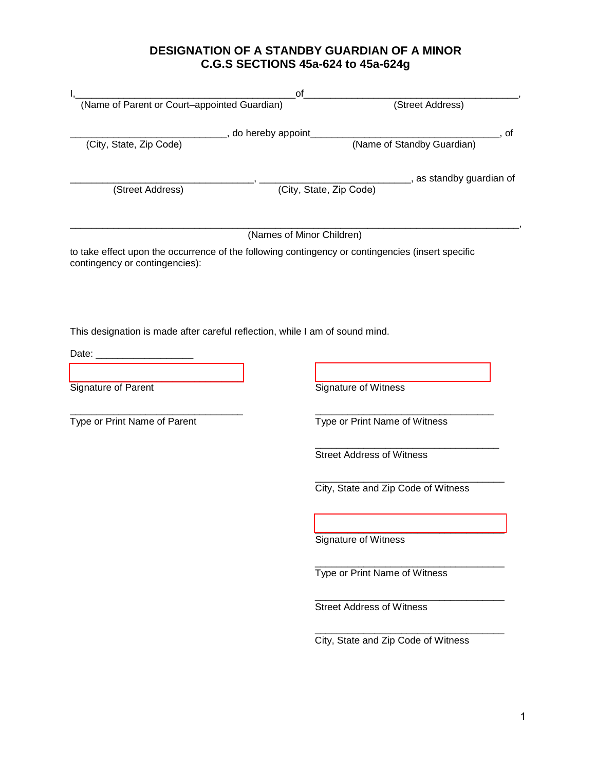# DESIGNATION OF A STANDBY GUARDIAN OF A MINOR
## C.G.S SECTIONS 45a-624 to 45a-624g

I,_________________________________________of_________________________________________,
(Name of Parent or Court–appointed Guardian) (Street Address)

_____________________________, do hereby appoint____________________________________, of
(City, State, Zip Code) (Name of Standby Guardian)

__________________________________, ____________________________, as standby guardian of
(Street Address) (City, State, Zip Code)

__________________________________________________________________________________,
(Names of Minor Children)

to take effect upon the occurrence of the following contingency or contingencies (insert specific contingency or contingencies):

This designation is made after careful reflection, while I am of sound mind.

Date: _________________

_________________________________
Signature of Parent

_________________________________
Type or Print Name of Parent

_________________________________
Signature of Witness

_________________________________
Type or Print Name of Witness

_________________________________
Street Address of Witness

_________________________________
City, State and Zip Code of Witness

_________________________________
Signature of Witness

_________________________________
Type or Print Name of Witness

_________________________________
Street Address of Witness

_________________________________
City, State and Zip Code of Witness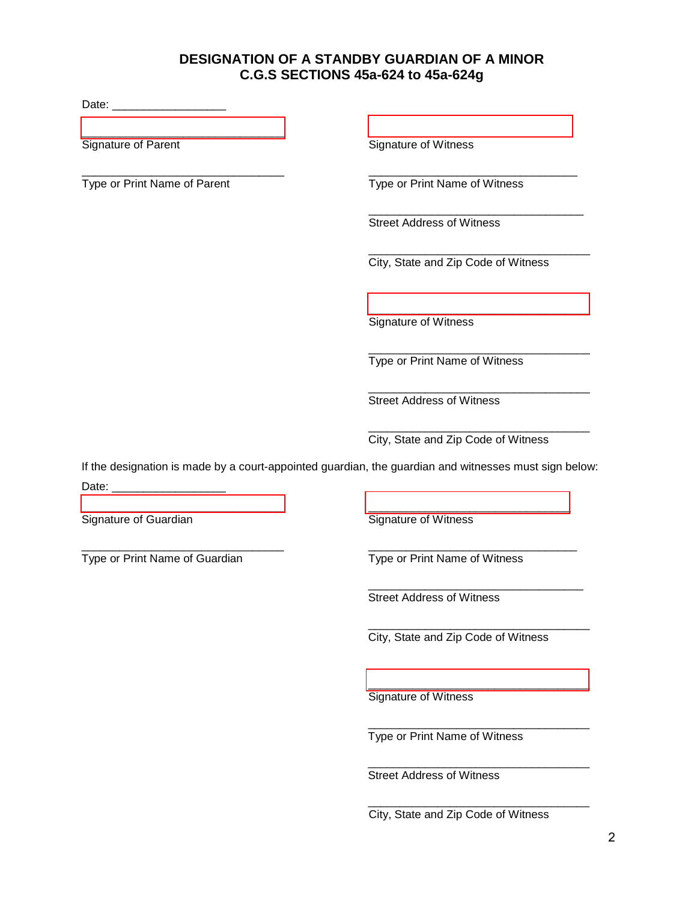# DESIGNATION OF A STANDBY GUARDIAN OF A MINOR
## C.G.S SECTIONS 45a-624 to 45a-624g

Date: __________________

________________________________
Signature of Parent

________________________________
Type or Print Name of Parent

________________________________
Signature of Witness

________________________________
Type or Print Name of Witness

________________________________
Street Address of Witness

________________________________
City, State and Zip Code of Witness

________________________________
Signature of Witness

________________________________
Type or Print Name of Witness

________________________________
Street Address of Witness

________________________________
City, State and Zip Code of Witness

If the designation is made by a court-appointed guardian, the guardian and witnesses must sign below:

Date: __________________

________________________________
Signature of Guardian

________________________________
Type or Print Name of Guardian

________________________________
Signature of Witness

________________________________
Type or Print Name of Witness

________________________________
Street Address of Witness

________________________________
City, State and Zip Code of Witness

________________________________
Signature of Witness

________________________________
Type or Print Name of Witness

________________________________
Street Address of Witness

________________________________
City, State and Zip Code of Witness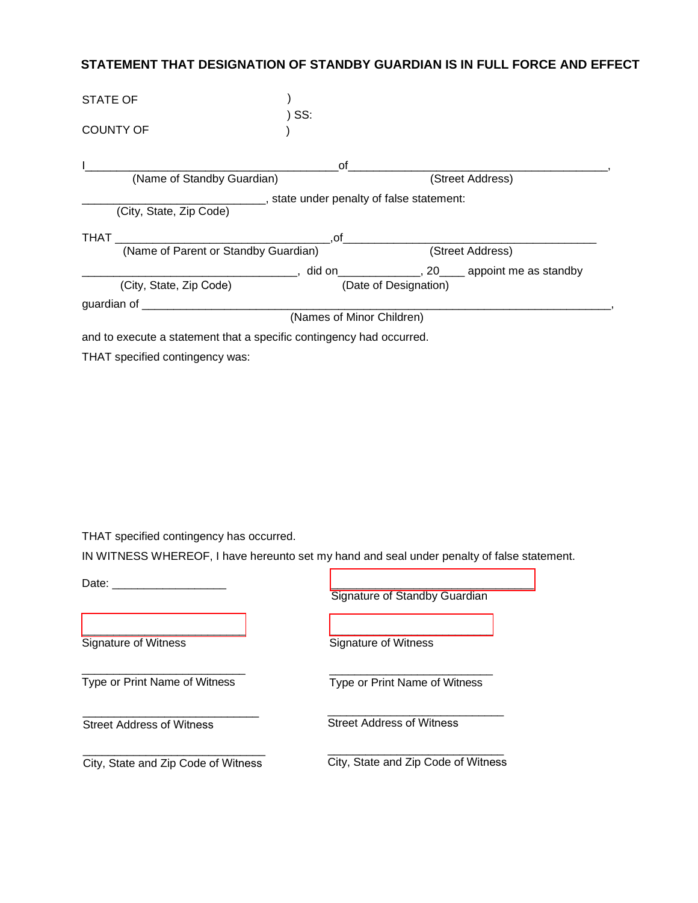## STATEMENT THAT DESIGNATION OF STANDBY GUARDIAN IS IN FULL FORCE AND EFFECT

STATE OF )
) SS:
COUNTY OF )

I_________________________________________of__________________________________________,
(Name of Standby Guardian) (Street Address)

______________________________, state under penalty of false statement:
(City, State, Zip Code)

THAT __________________________________,of__________________________________________
(Name of Parent or Standby Guardian) (Street Address)

___________________________________, did on_____________, 20____ appoint me as standby
(City, State, Zip Code) (Date of Designation)

guardian of _____________________________________________________________________________,
(Names of Minor Children)

and to execute a statement that a specific contingency had occurred.

THAT specified contingency was:

THAT specified contingency has occurred.

IN WITNESS WHEREOF, I have hereunto set my hand and seal under penalty of false statement.

Date: __________________

_________________________________
Signature of Standby Guardian

___________________________
Signature of Witness

___________________________
Type or Print Name of Witness

_____________________________
Street Address of Witness

______________________________
City, State and Zip Code of Witness

___________________________
Signature of Witness

___________________________
Type or Print Name of Witness

_____________________________
Street Address of Witness

______________________________
City, State and Zip Code of Witness